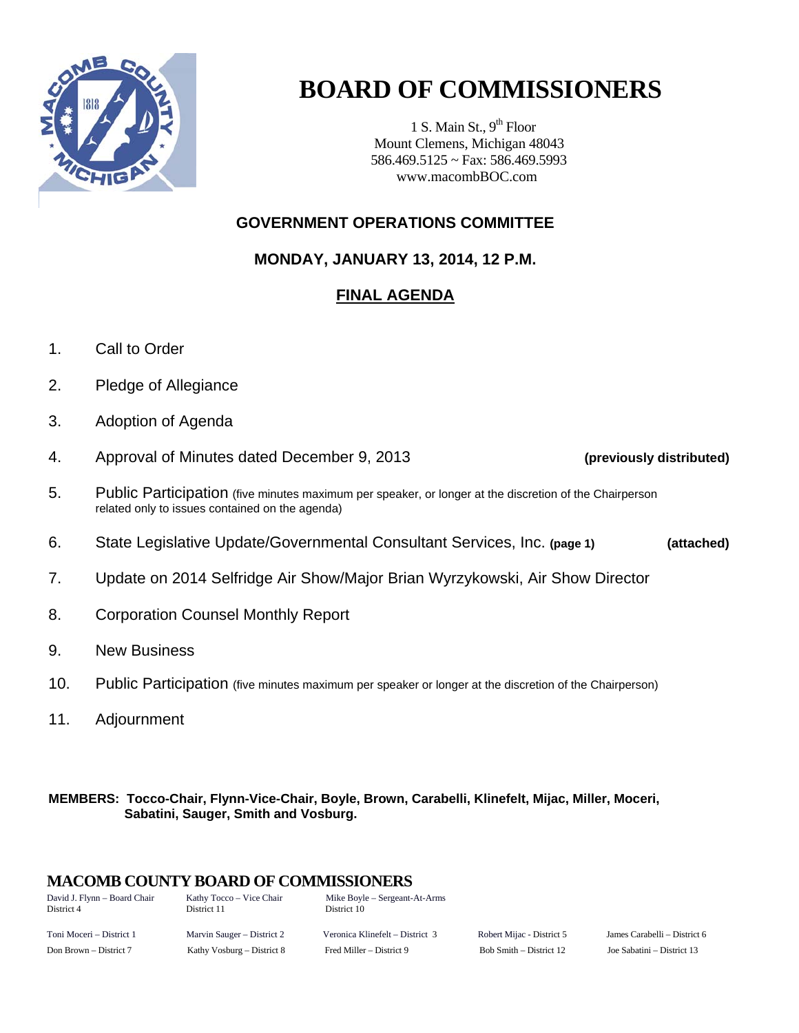# BOARD OF COMMISSIONERS

1 S. Main St., 9th Floor
Mount Clemens, Michigan 48043
586.469.5125 ~ Fax: 586.469.5993
www.macombBOC.com

## GOVERNMENT OPERATIONS COMMITTEE

### MONDAY, JANUARY 13, 2014, 12 P.M.

### FINAL AGENDA

1. Call to Order
2. Pledge of Allegiance
3. Adoption of Agenda
4. Approval of Minutes dated December 9, 2013 **(previously distributed)**
5. Public Participation (five minutes maximum per speaker, or longer at the discretion of the Chairperson related only to issues contained on the agenda)
6. State Legislative Update/Governmental Consultant Services, Inc. **(page 1)** **(attached)**
7. Update on 2014 Selfridge Air Show/Major Brian Wyrzykowski, Air Show Director
8. Corporation Counsel Monthly Report
9. New Business
10. Public Participation (five minutes maximum per speaker or longer at the discretion of the Chairperson)
11. Adjournment

**MEMBERS: Tocco-Chair, Flynn-Vice-Chair, Boyle, Brown, Carabelli, Klinefelt, Mijac, Miller, Moceri, Sabatini, Sauger, Smith and Vosburg.**

## MACOMB COUNTY BOARD OF COMMISSIONERS

| | | | | |
|---|---|---|---|---|
| David J. Flynn – Board Chair District 4 | Kathy Tocco – Vice Chair District 11 | Mike Boyle – Sergeant-At-Arms District 10 | | |
| Toni Moceri – District 1 | Marvin Sauger – District 2 | Veronica Klinefelt – District 3 | Robert Mijac - District 5 | James Carabelli – District 6 |
| Don Brown – District 7 | Kathy Vosburg – District 8 | Fred Miller – District 9 | Bob Smith – District 12 | Joe Sabatini – District 13 |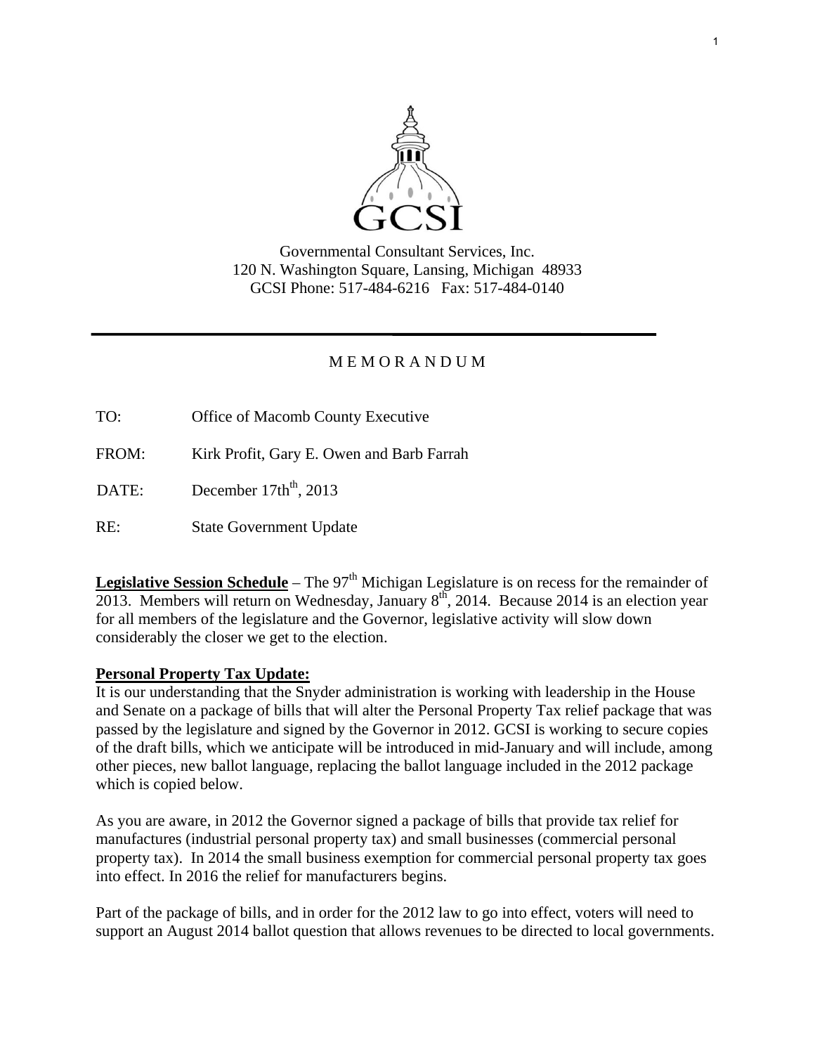Governmental Consultant Services, Inc.
120 N. Washington Square, Lansing, Michigan 48933
GCSI Phone: 517-484-6216 Fax: 517-484-0140

---

M E M O R A N D U M

TO: Office of Macomb County Executive

FROM: Kirk Profit, Gary E. Owen and Barb Farrah

DATE: December 17th[th], 2013

RE: State Government Update

**Legislative Session Schedule** – The 97[th] Michigan Legislature is on recess for the remainder of 2013. Members will return on Wednesday, January 8[th], 2014. Because 2014 is an election year for all members of the legislature and the Governor, legislative activity will slow down considerably the closer we get to the election.

**Personal Property Tax Update:**

It is our understanding that the Snyder administration is working with leadership in the House and Senate on a package of bills that will alter the Personal Property Tax relief package that was passed by the legislature and signed by the Governor in 2012. GCSI is working to secure copies of the draft bills, which we anticipate will be introduced in mid-January and will include, among other pieces, new ballot language, replacing the ballot language included in the 2012 package which is copied below.

As you are aware, in 2012 the Governor signed a package of bills that provide tax relief for manufactures (industrial personal property tax) and small businesses (commercial personal property tax). In 2014 the small business exemption for commercial personal property tax goes into effect. In 2016 the relief for manufacturers begins.

Part of the package of bills, and in order for the 2012 law to go into effect, voters will need to support an August 2014 ballot question that allows revenues to be directed to local governments.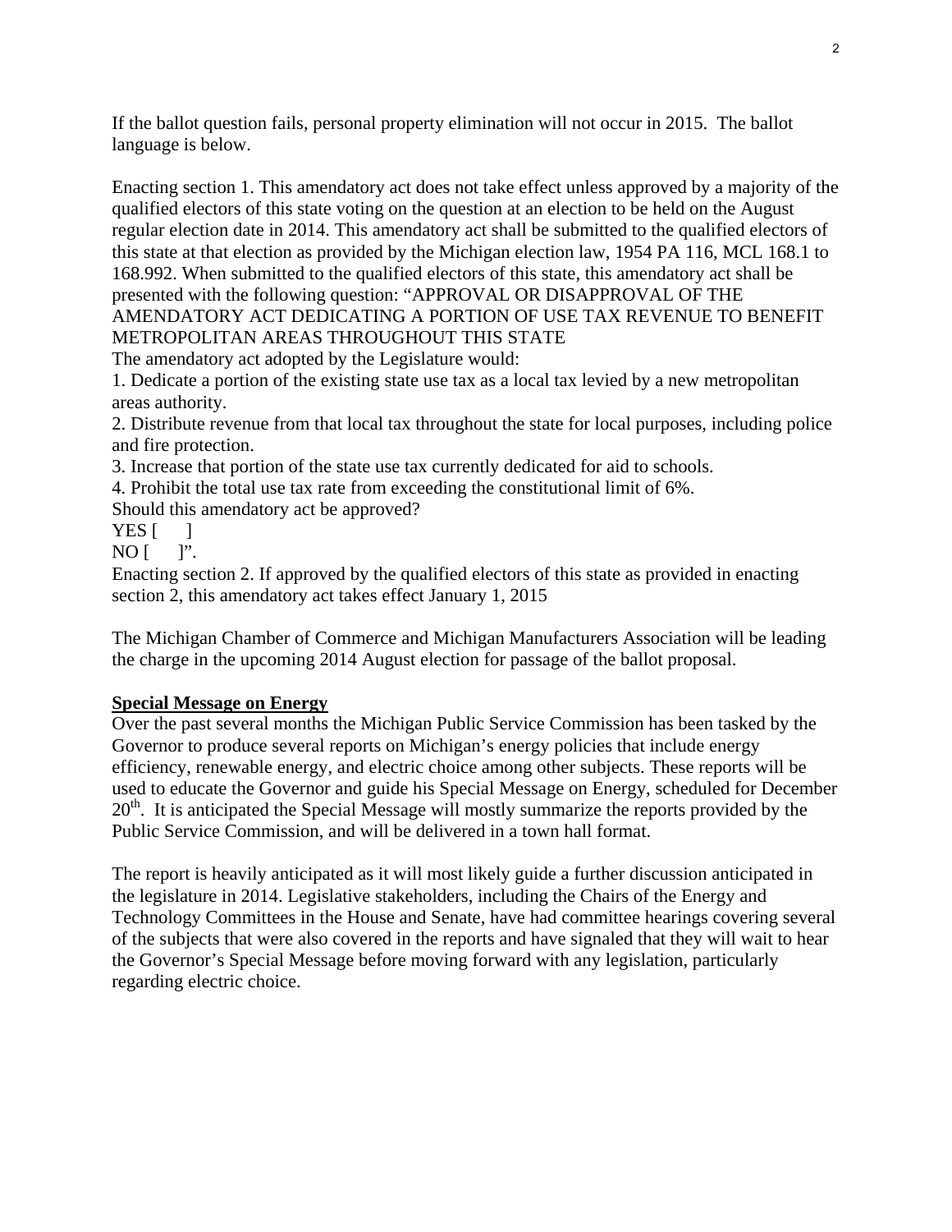If the ballot question fails, personal property elimination will not occur in 2015. The ballot language is below.

Enacting section 1. This amendatory act does not take effect unless approved by a majority of the qualified electors of this state voting on the question at an election to be held on the August regular election date in 2014. This amendatory act shall be submitted to the qualified electors of this state at that election as provided by the Michigan election law, 1954 PA 116, MCL 168.1 to 168.992. When submitted to the qualified electors of this state, this amendatory act shall be presented with the following question: "APPROVAL OR DISAPPROVAL OF THE AMENDATORY ACT DEDICATING A PORTION OF USE TAX REVENUE TO BENEFIT METROPOLITAN AREAS THROUGHOUT THIS STATE

The amendatory act adopted by the Legislature would:

1. Dedicate a portion of the existing state use tax as a local tax levied by a new metropolitan areas authority.
2. Distribute revenue from that local tax throughout the state for local purposes, including police and fire protection.
3. Increase that portion of the state use tax currently dedicated for aid to schools.
4. Prohibit the total use tax rate from exceeding the constitutional limit of 6%.

Should this amendatory act be approved?

YES [ ]

NO [ ]".

Enacting section 2. If approved by the qualified electors of this state as provided in enacting section 2, this amendatory act takes effect January 1, 2015

The Michigan Chamber of Commerce and Michigan Manufacturers Association will be leading the charge in the upcoming 2014 August election for passage of the ballot proposal.

**Special Message on Energy**

Over the past several months the Michigan Public Service Commission has been tasked by the Governor to produce several reports on Michigan's energy policies that include energy efficiency, renewable energy, and electric choice among other subjects. These reports will be used to educate the Governor and guide his Special Message on Energy, scheduled for December 20th. It is anticipated the Special Message will mostly summarize the reports provided by the Public Service Commission, and will be delivered in a town hall format.

The report is heavily anticipated as it will most likely guide a further discussion anticipated in the legislature in 2014. Legislative stakeholders, including the Chairs of the Energy and Technology Committees in the House and Senate, have had committee hearings covering several of the subjects that were also covered in the reports and have signaled that they will wait to hear the Governor's Special Message before moving forward with any legislation, particularly regarding electric choice.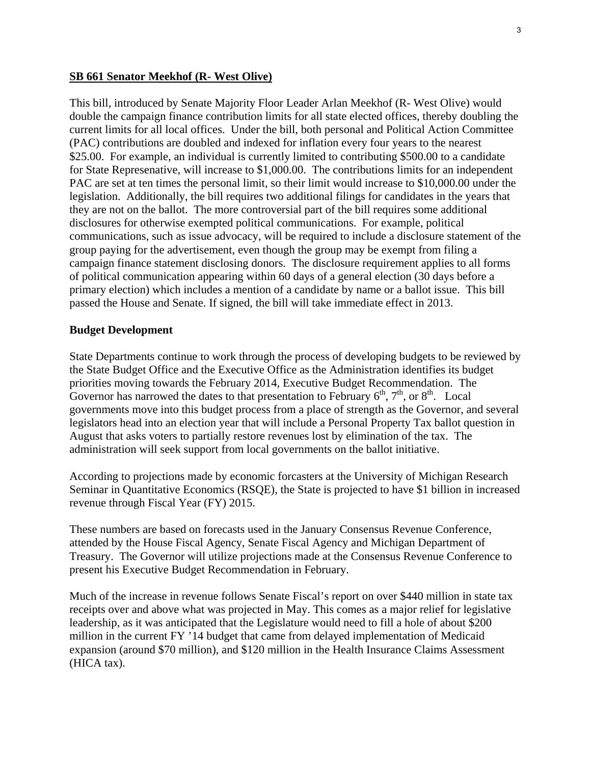**<u>SB 661 Senator Meekhof (R- West Olive)</u>**

This bill, introduced by Senate Majority Floor Leader Arlan Meekhof (R- West Olive) would double the campaign finance contribution limits for all state elected offices, thereby doubling the current limits for all local offices. Under the bill, both personal and Political Action Committee (PAC) contributions are doubled and indexed for inflation every four years to the nearest $25.00. For example, an individual is currently limited to contributing $500.00 to a candidate for State Represenative, will increase to $1,000.00. The contributions limits for an independent PAC are set at ten times the personal limit, so their limit would increase to $10,000.00 under the legislation. Additionally, the bill requires two additional filings for candidates in the years that they are not on the ballot. The more controversial part of the bill requires some additional disclosures for otherwise exempted political communications. For example, political communications, such as issue advocacy, will be required to include a disclosure statement of the group paying for the advertisement, even though the group may be exempt from filing a campaign finance statement disclosing donors. The disclosure requirement applies to all forms of political communication appearing within 60 days of a general election (30 days before a primary election) which includes a mention of a candidate by name or a ballot issue. This bill passed the House and Senate. If signed, the bill will take immediate effect in 2013.

**Budget Development**

State Departments continue to work through the process of developing budgets to be reviewed by the State Budget Office and the Executive Office as the Administration identifies its budget priorities moving towards the February 2014, Executive Budget Recommendation. The Governor has narrowed the dates to that presentation to February 6th, 7th, or 8th. Local governments move into this budget process from a place of strength as the Governor, and several legislators head into an election year that will include a Personal Property Tax ballot question in August that asks voters to partially restore revenues lost by elimination of the tax. The administration will seek support from local governments on the ballot initiative.

According to projections made by economic forcasters at the University of Michigan Research Seminar in Quantitative Economics (RSQE), the State is projected to have $1 billion in increased revenue through Fiscal Year (FY) 2015.

These numbers are based on forecasts used in the January Consensus Revenue Conference, attended by the House Fiscal Agency, Senate Fiscal Agency and Michigan Department of Treasury. The Governor will utilize projections made at the Consensus Revenue Conference to present his Executive Budget Recommendation in February.

Much of the increase in revenue follows Senate Fiscal's report on over $440 million in state tax receipts over and above what was projected in May. This comes as a major relief for legislative leadership, as it was anticipated that the Legislature would need to fill a hole of about $200 million in the current FY '14 budget that came from delayed implementation of Medicaid expansion (around $70 million), and $120 million in the Health Insurance Claims Assessment (HICA tax).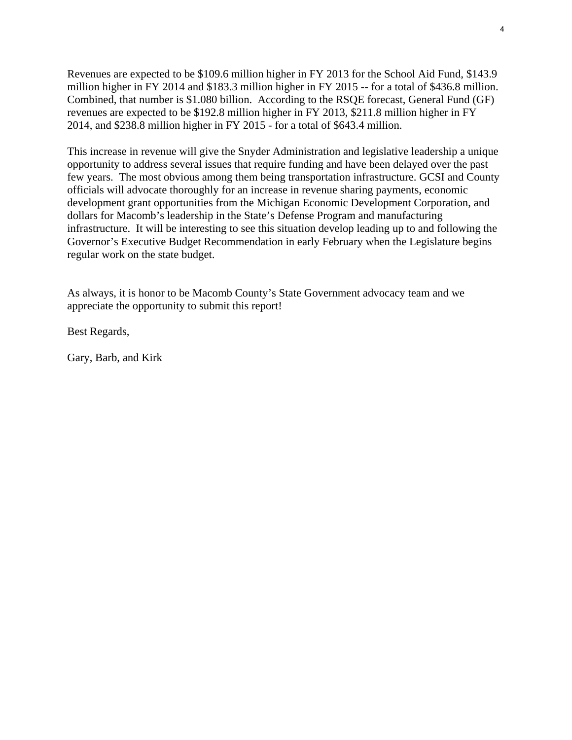Revenues are expected to be $109.6 million higher in FY 2013 for the School Aid Fund, $143.9 million higher in FY 2014 and $183.3 million higher in FY 2015 -- for a total of $436.8 million. Combined, that number is $1.080 billion. According to the RSQE forecast, General Fund (GF) revenues are expected to be $192.8 million higher in FY 2013, $211.8 million higher in FY 2014, and $238.8 million higher in FY 2015 - for a total of $643.4 million.

This increase in revenue will give the Snyder Administration and legislative leadership a unique opportunity to address several issues that require funding and have been delayed over the past few years. The most obvious among them being transportation infrastructure. GCSI and County officials will advocate thoroughly for an increase in revenue sharing payments, economic development grant opportunities from the Michigan Economic Development Corporation, and dollars for Macomb's leadership in the State's Defense Program and manufacturing infrastructure. It will be interesting to see this situation develop leading up to and following the Governor's Executive Budget Recommendation in early February when the Legislature begins regular work on the state budget.

As always, it is honor to be Macomb County's State Government advocacy team and we appreciate the opportunity to submit this report!

Best Regards,

Gary, Barb, and Kirk